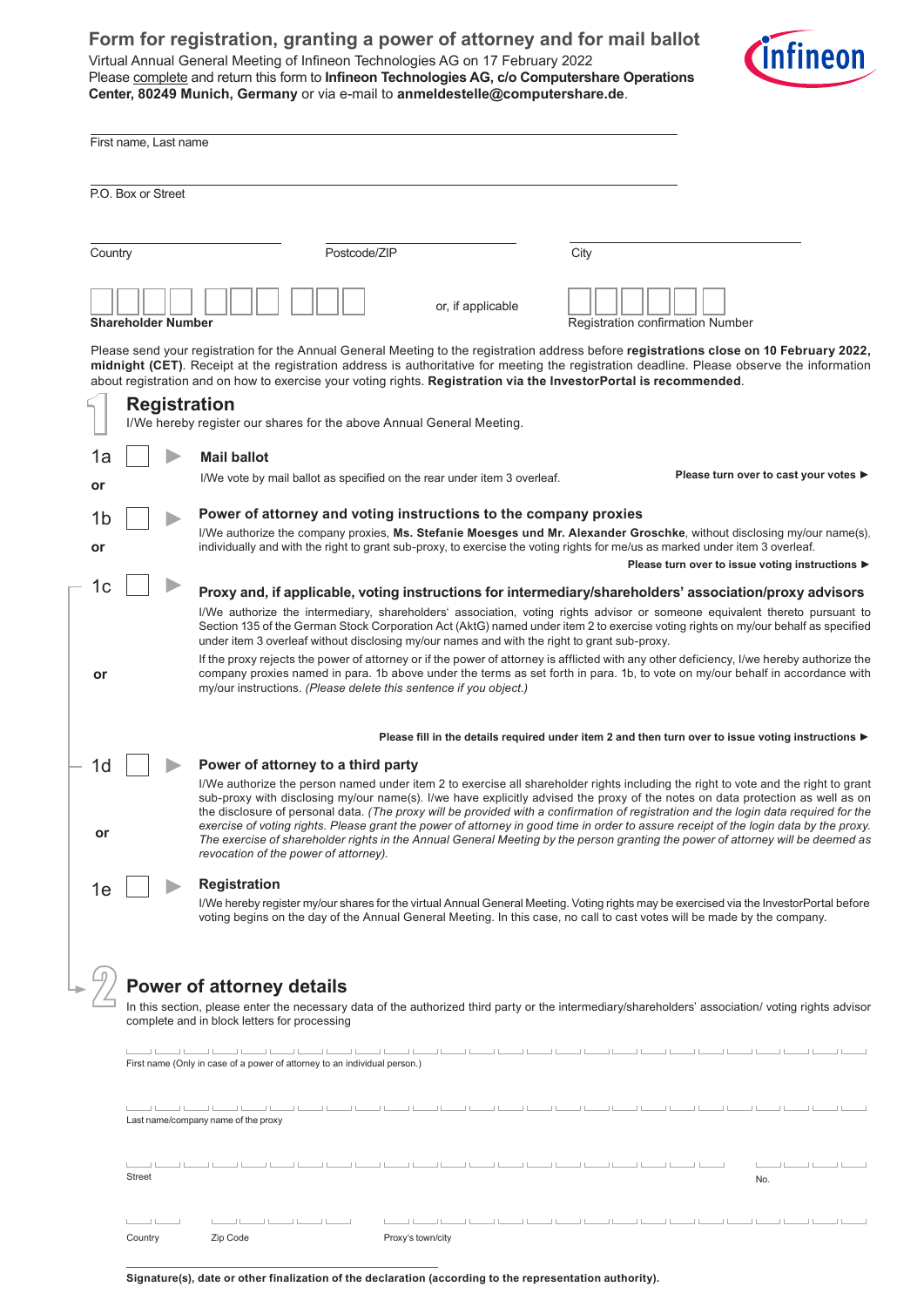# Form for registration, granting a power of attorney and for mail ballot

Virtual Annual General Meeting of Infineon Technologies AG on 17 February 2022
Please complete and return this form to **Infineon Technologies AG, c/o Computershare Operations Center, 80249 Munich, Germany** or via e-mail to **anmeldestelle@computershare.de**.

First name, Last name

P.O. Box or Street

Country | Postcode/ZIP | City

**Shareholder Number** or, if applicable Registration confirmation Number

Please send your registration for the Annual General Meeting to the registration address before **registrations close on 10 February 2022, midnight (CET)**. Receipt at the registration address is authoritative for meeting the registration deadline. Please observe the information about registration and on how to exercise your voting rights. **Registration via the InvestorPortal is recommended**.

## 1 Registration

I/We hereby register our shares for the above Annual General Meeting.

**1a** ☐ ▶ **Mail ballot**

I/We vote by mail ballot as specified on the rear under item 3 overleaf.

**Please turn over to cast your votes ▶**

**or**

**1b** ☐ ▶ **Power of attorney and voting instructions to the company proxies**

I/We authorize the company proxies, **Ms. Stefanie Moesges und Mr. Alexander Groschke**, without disclosing my/our name(s), individually and with the right to grant sub-proxy, to exercise the voting rights for me/us as marked under item 3 overleaf.

**Please turn over to issue voting instructions ▶**

**or**

**1c** ☐ ▶ **Proxy and, if applicable, voting instructions for intermediary/shareholders' association/proxy advisors**

I/We authorize the intermediary, shareholders' association, voting rights advisor or someone equivalent thereto pursuant to Section 135 of the German Stock Corporation Act (AktG) named under item 2 to exercise voting rights on my/our behalf as specified under item 3 overleaf without disclosing my/our names and with the right to grant sub-proxy.

If the proxy rejects the power of attorney or if the power of attorney is afflicted with any other deficiency, I/we hereby authorize the company proxies named in para. 1b above under the terms as set forth in para. 1b, to vote on my/our behalf in accordance with my/our instructions. *(Please delete this sentence if you object.)*

**Please fill in the details required under item 2 and then turn over to issue voting instructions ▶**

**or**

**1d** ☐ ▶ **Power of attorney to a third party**

I/We authorize the person named under item 2 to exercise all shareholder rights including the right to vote and the right to grant sub-proxy with disclosing my/our name(s). I/we have explicitly advised the proxy of the notes on data protection as well as on the disclosure of personal data. *(The proxy will be provided with a confirmation of registration and the login data required for the exercise of voting rights. Please grant the power of attorney in good time in order to assure receipt of the login data by the proxy. The exercise of shareholder rights in the Annual General Meeting by the person granting the power of attorney will be deemed as revocation of the power of attorney).*

**or**

**1e** ☐ ▶ **Registration**

I/We hereby register my/our shares for the virtual Annual General Meeting. Voting rights may be exercised via the InvestorPortal before voting begins on the day of the Annual General Meeting. In this case, no call to cast votes will be made by the company.

## 2 Power of attorney details

In this section, please enter the necessary data of the authorized third party or the intermediary/shareholders' association/ voting rights advisor complete and in block letters for processing

First name (Only in case of a power of attorney to an individual person.)

Last name/company name of the proxy

Street | No.

Country | Zip Code | Proxy's town/city

**Signature(s), date or other finalization of the declaration (according to the representation authority).**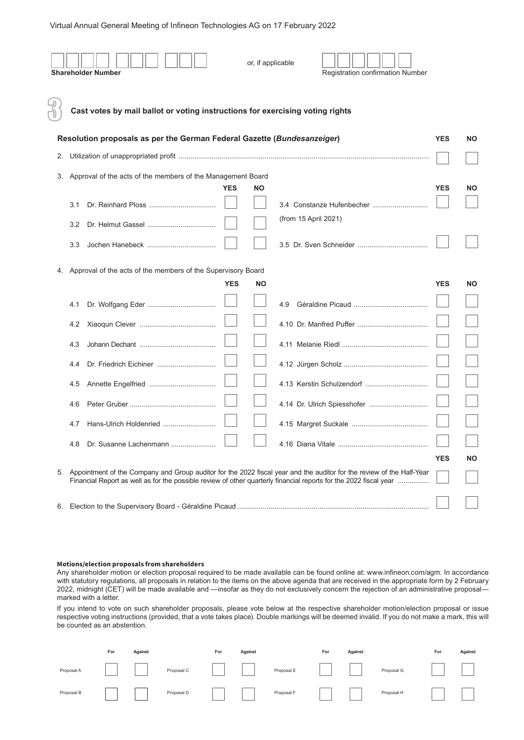Virtual Annual General Meeting of Infineon Technologies AG on 17 February 2022

Shareholder Number ☐☐☐☐ ☐☐☐ ☐☐☐ or, if applicable ☐☐☐☐☐☐ Registration confirmation Number

## 3 Cast votes by mail ballot or voting instructions for exercising voting rights

**Resolution proposals as per the German Federal Gazette (*Bundesanzeiger*)**

| | YES | NO |
|---|---|---|
| 2. Utilization of unappropriated profit | ☐ | ☐ |

3. Approval of the acts of the members of the Management Board

| | YES | NO | | YES | NO |
|---|---|---|---|---|---|
| 3.1 Dr. Reinhard Ploss | ☐ | ☐ | 3.4 Constanze Hufenbecher (from 15 April 2021) | ☐ | ☐ |
| 3.2 Dr. Helmut Gassel | ☐ | ☐ | | | |
| 3.3 Jochen Hanebeck | ☐ | ☐ | 3.5 Dr. Sven Schneider | ☐ | ☐ |

4. Approval of the acts of the members of the Supervisory Board

| | YES | NO | | YES | NO |
|---|---|---|---|---|---|
| 4.1 Dr. Wolfgang Eder | ☐ | ☐ | 4.9 Géraldine Picaud | ☐ | ☐ |
| 4.2 Xiaoqun Clever | ☐ | ☐ | 4.10 Dr. Manfred Puffer | ☐ | ☐ |
| 4.3 Johann Dechant | ☐ | ☐ | 4.11 Melanie Riedl | ☐ | ☐ |
| 4.4 Dr. Friedrich Eichiner | ☐ | ☐ | 4.12 Jürgen Scholz | ☐ | ☐ |
| 4.5 Annette Engelfried | ☐ | ☐ | 4.13 Kerstin Schulzendorf | ☐ | ☐ |
| 4.6 Peter Gruber | ☐ | ☐ | 4.14 Dr. Ulrich Spiesshofer | ☐ | ☐ |
| 4.7 Hans-Ulrich Holdenried | ☐ | ☐ | 4.15 Margret Suckale | ☐ | ☐ |
| 4.8 Dr. Susanne Lachenmann | ☐ | ☐ | 4.16 Diana Vitale | ☐ | ☐ |

| | YES | NO |
|---|---|---|
| 5. Appointment of the Company and Group auditor for the 2022 fiscal year and the auditor for the review of the Half-Year Financial Report as well as for the possible review of other quarterly financial reports for the 2022 fiscal year | ☐ | ☐ |
| 6. Election to the Supervisory Board - Géraldine Picaud | ☐ | ☐ |

**Motions/election proposals from shareholders**

Any shareholder motion or election proposal required to be made available can be found online at: www.infineon.com/agm. In accordance with statutory regulations, all proposals in relation to the items on the above agenda that are received in the appropriate form by 2 February 2022, midnight (CET) will be made available and —insofar as they do not exclusively concern the rejection of an administrative proposal— marked with a letter.

If you intend to vote on such shareholder proposals, please vote below at the respective shareholder motion/election proposal or issue respective voting instructions (provided, that a vote takes place). Double markings will be deemed invalid. If you do not make a mark, this will be counted as an abstention.

| | For | Against | | For | Against | | For | Against | | For | Against |
|---|---|---|---|---|---|---|---|---|---|---|---|
| Proposal A | ☐ | ☐ | Proposal C | ☐ | ☐ | Proposal E | ☐ | ☐ | Proposal G | ☐ | ☐ |
| Proposal B | ☐ | ☐ | Proposal D | ☐ | ☐ | Proposal F | ☐ | ☐ | Proposal H | ☐ | ☐ |